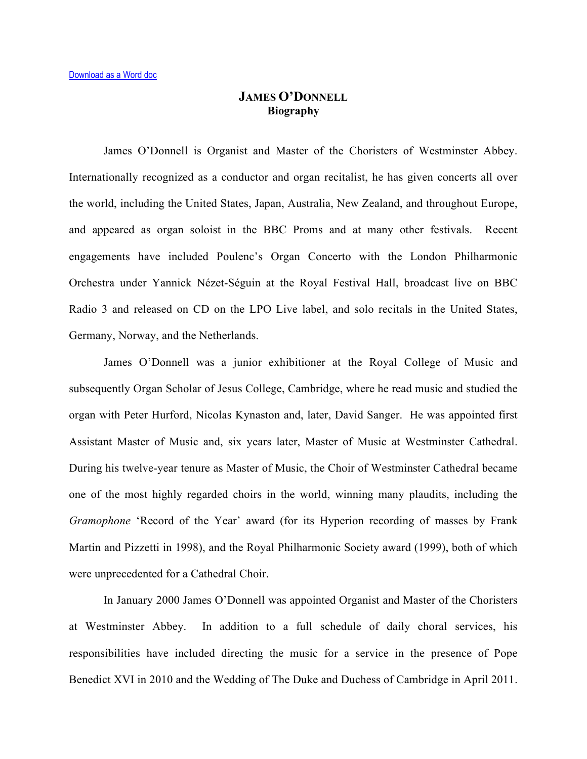[Download as a Word doc]

# JAMES O'DONNELL
## Biography

James O'Donnell is Organist and Master of the Choristers of Westminster Abbey. Internationally recognized as a conductor and organ recitalist, he has given concerts all over the world, including the United States, Japan, Australia, New Zealand, and throughout Europe, and appeared as organ soloist in the BBC Proms and at many other festivals. Recent engagements have included Poulenc's Organ Concerto with the London Philharmonic Orchestra under Yannick Nézet-Séguin at the Royal Festival Hall, broadcast live on BBC Radio 3 and released on CD on the LPO Live label, and solo recitals in the United States, Germany, Norway, and the Netherlands.

James O'Donnell was a junior exhibitioner at the Royal College of Music and subsequently Organ Scholar of Jesus College, Cambridge, where he read music and studied the organ with Peter Hurford, Nicolas Kynaston and, later, David Sanger. He was appointed first Assistant Master of Music and, six years later, Master of Music at Westminster Cathedral. During his twelve-year tenure as Master of Music, the Choir of Westminster Cathedral became one of the most highly regarded choirs in the world, winning many plaudits, including the *Gramophone* 'Record of the Year' award (for its Hyperion recording of masses by Frank Martin and Pizzetti in 1998), and the Royal Philharmonic Society award (1999), both of which were unprecedented for a Cathedral Choir.

In January 2000 James O'Donnell was appointed Organist and Master of the Choristers at Westminster Abbey. In addition to a full schedule of daily choral services, his responsibilities have included directing the music for a service in the presence of Pope Benedict XVI in 2010 and the Wedding of The Duke and Duchess of Cambridge in April 2011.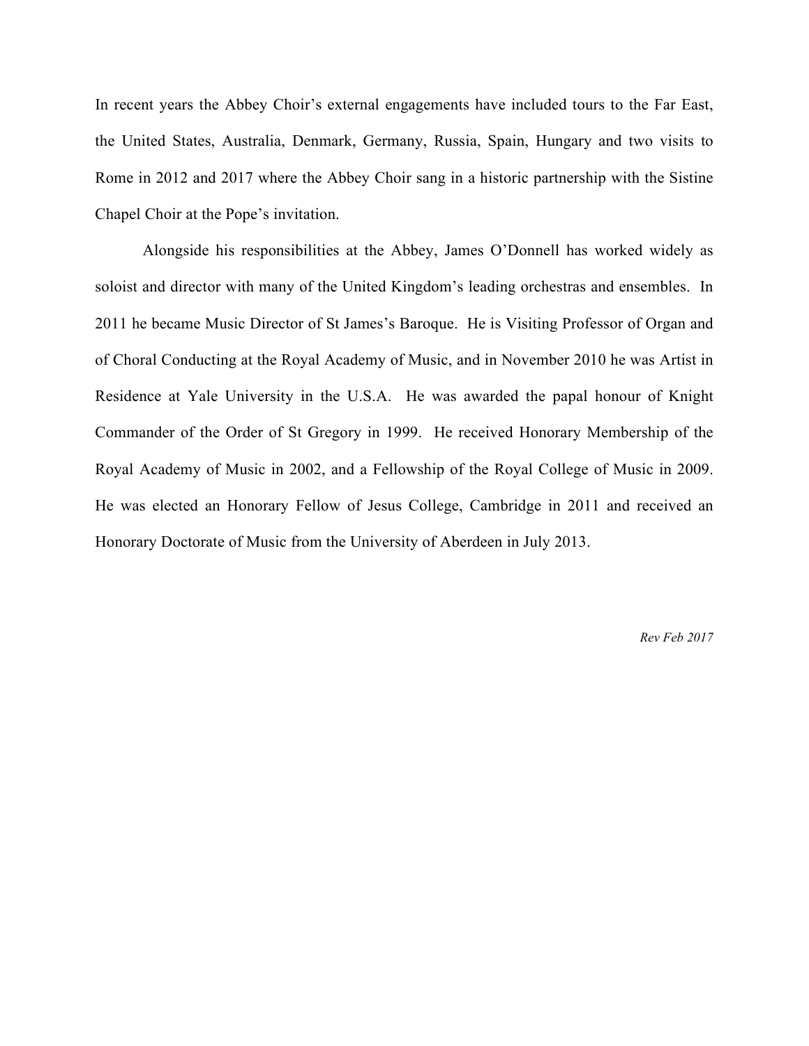In recent years the Abbey Choir's external engagements have included tours to the Far East, the United States, Australia, Denmark, Germany, Russia, Spain, Hungary and two visits to Rome in 2012 and 2017 where the Abbey Choir sang in a historic partnership with the Sistine Chapel Choir at the Pope's invitation.

Alongside his responsibilities at the Abbey, James O'Donnell has worked widely as soloist and director with many of the United Kingdom's leading orchestras and ensembles. In 2011 he became Music Director of St James's Baroque. He is Visiting Professor of Organ and of Choral Conducting at the Royal Academy of Music, and in November 2010 he was Artist in Residence at Yale University in the U.S.A. He was awarded the papal honour of Knight Commander of the Order of St Gregory in 1999. He received Honorary Membership of the Royal Academy of Music in 2002, and a Fellowship of the Royal College of Music in 2009. He was elected an Honorary Fellow of Jesus College, Cambridge in 2011 and received an Honorary Doctorate of Music from the University of Aberdeen in July 2013.

*Rev Feb 2017*